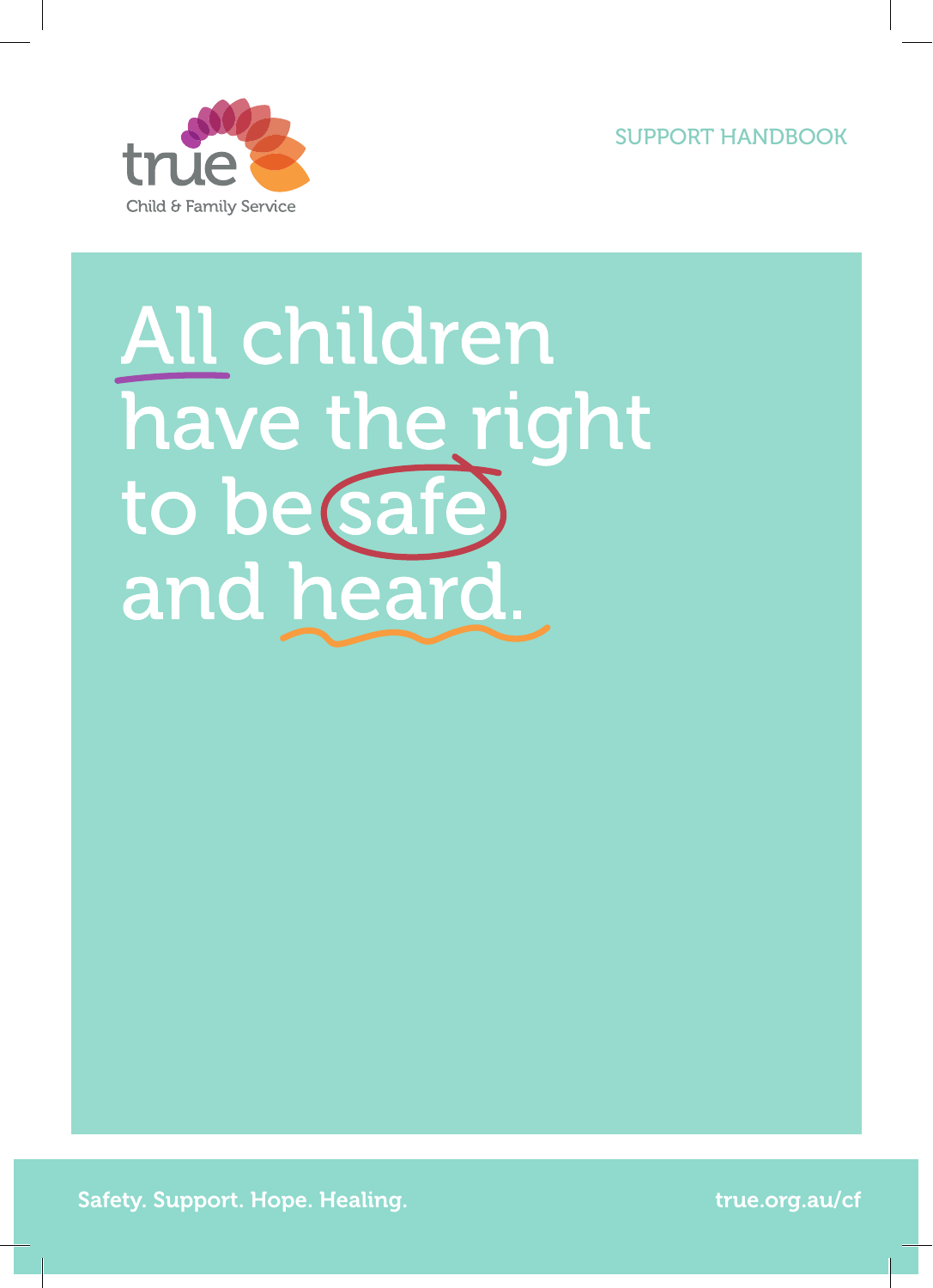true

Child & Family Service

SUPPORT HANDBOOK

# All children have the right to be safe and heard.

Safety. Support. Hope. Healing.

true.org.au/cf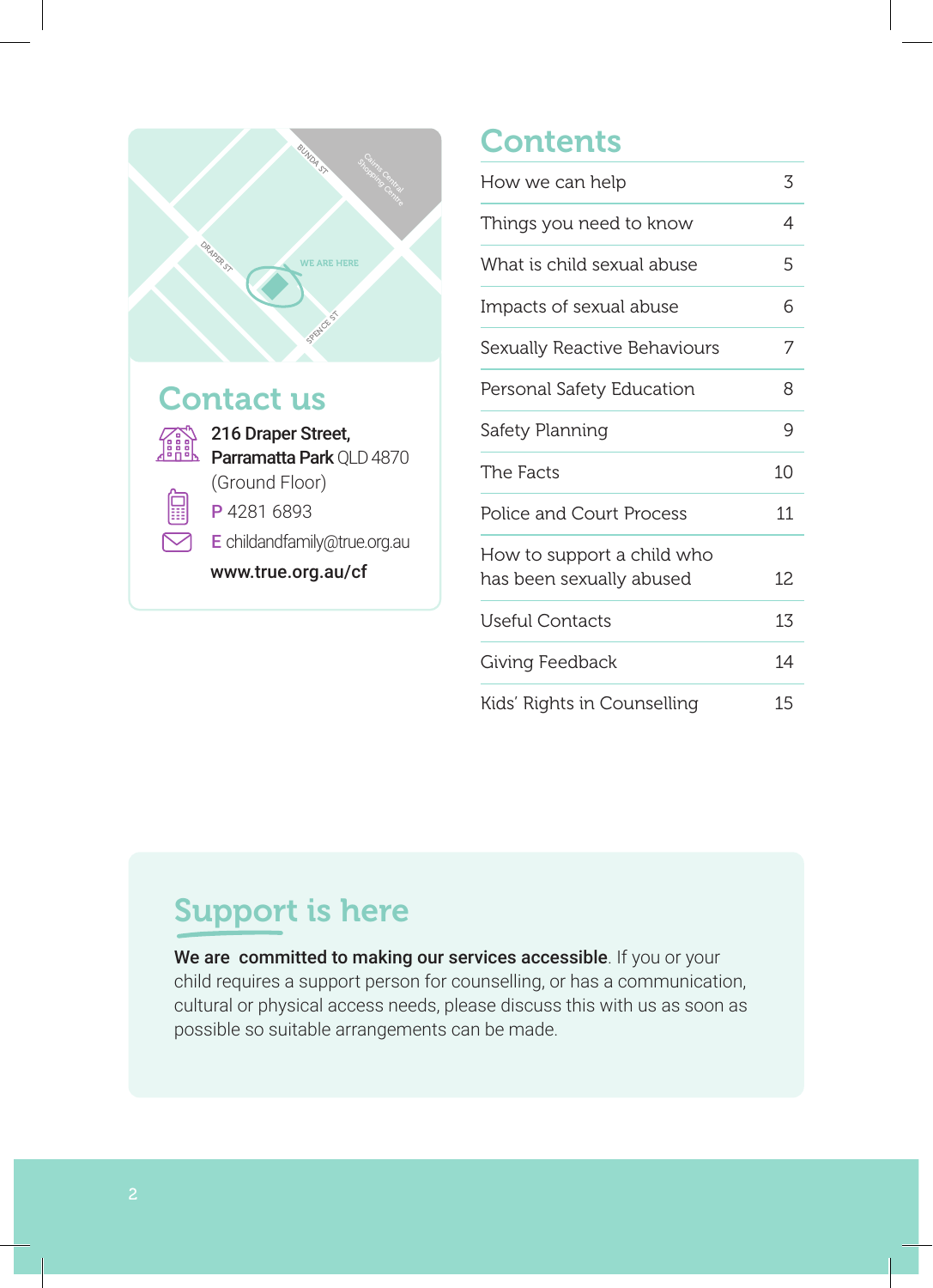## Contact us

**216 Draper Street,**
**Parramatta Park** QLD 4870
(Ground Floor)

P 4281 6893

E childandfamily@true.org.au

**www.true.org.au/cf**

## Contents

| | |
|---|---|
| How we can help | 3 |
| Things you need to know | 4 |
| What is child sexual abuse | 5 |
| Impacts of sexual abuse | 6 |
| Sexually Reactive Behaviours | 7 |
| Personal Safety Education | 8 |
| Safety Planning | 9 |
| The Facts | 10 |
| Police and Court Process | 11 |
| How to support a child who has been sexually abused | 12 |
| Useful Contacts | 13 |
| Giving Feedback | 14 |
| Kids' Rights in Counselling | 15 |

## Support is here

**We are committed to making our services accessible**. If you or your child requires a support person for counselling, or has a communication, cultural or physical access needs, please discuss this with us as soon as possible so suitable arrangements can be made.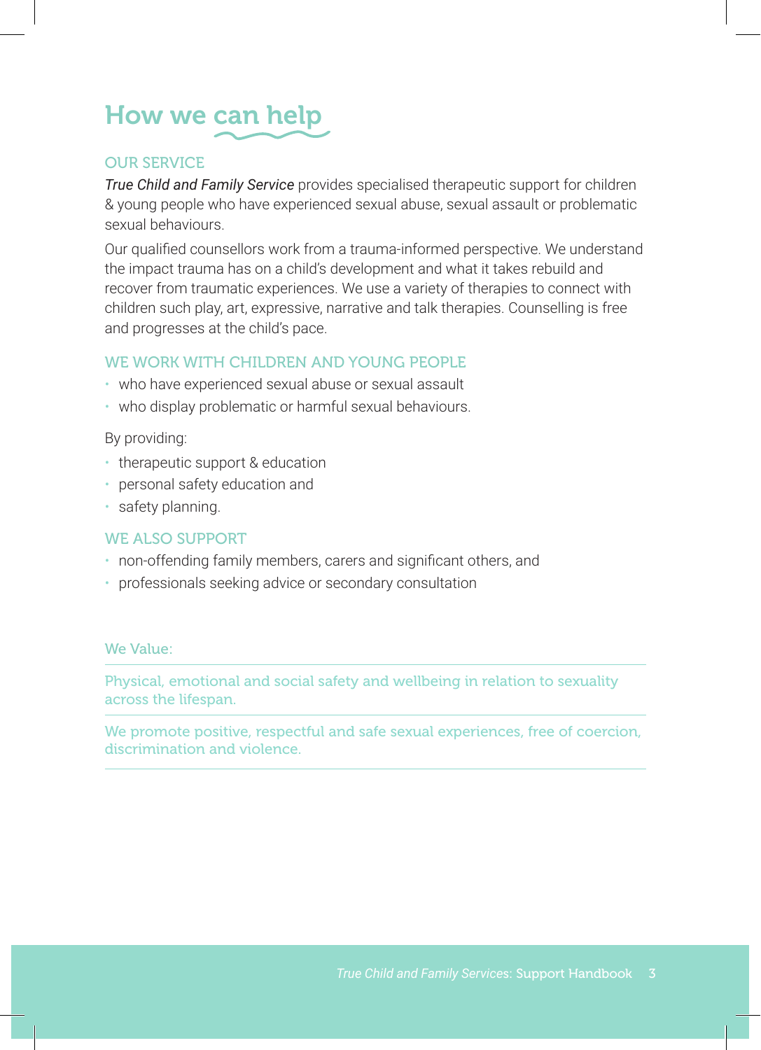# How we can help

## OUR SERVICE

*True Child and Family Service* provides specialised therapeutic support for children & young people who have experienced sexual abuse, sexual assault or problematic sexual behaviours.

Our qualified counsellors work from a trauma-informed perspective. We understand the impact trauma has on a child's development and what it takes rebuild and recover from traumatic experiences. We use a variety of therapies to connect with children such play, art, expressive, narrative and talk therapies. Counselling is free and progresses at the child's pace.

## WE WORK WITH CHILDREN AND YOUNG PEOPLE

- who have experienced sexual abuse or sexual assault
- who display problematic or harmful sexual behaviours.

By providing:

- therapeutic support & education
- personal safety education and
- safety planning.

## WE ALSO SUPPORT

- non-offending family members, carers and significant others, and
- professionals seeking advice or secondary consultation

We Value:

Physical, emotional and social safety and wellbeing in relation to sexuality across the lifespan.

We promote positive, respectful and safe sexual experiences, free of coercion, discrimination and violence.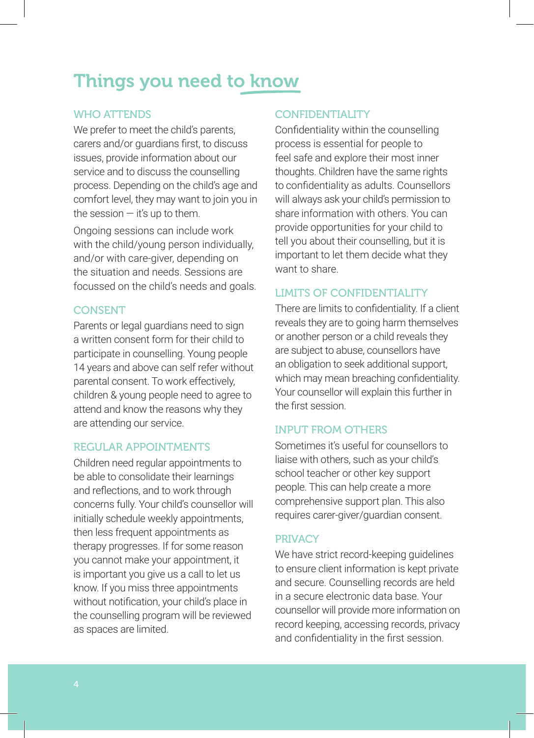# Things you need to know

## WHO ATTENDS

We prefer to meet the child's parents, carers and/or guardians first, to discuss issues, provide information about our service and to discuss the counselling process. Depending on the child's age and comfort level, they may want to join you in the session — it's up to them.

Ongoing sessions can include work with the child/young person individually, and/or with care-giver, depending on the situation and needs. Sessions are focussed on the child's needs and goals.

## CONSENT

Parents or legal guardians need to sign a written consent form for their child to participate in counselling. Young people 14 years and above can self refer without parental consent. To work effectively, children & young people need to agree to attend and know the reasons why they are attending our service.

## REGULAR APPOINTMENTS

Children need regular appointments to be able to consolidate their learnings and reflections, and to work through concerns fully. Your child's counsellor will initially schedule weekly appointments, then less frequent appointments as therapy progresses. If for some reason you cannot make your appointment, it is important you give us a call to let us know. If you miss three appointments without notification, your child's place in the counselling program will be reviewed as spaces are limited.

## CONFIDENTIALITY

Confidentiality within the counselling process is essential for people to feel safe and explore their most inner thoughts. Children have the same rights to confidentiality as adults. Counsellors will always ask your child's permission to share information with others. You can provide opportunities for your child to tell you about their counselling, but it is important to let them decide what they want to share.

## LIMITS OF CONFIDENTIALITY

There are limits to confidentiality. If a client reveals they are to going harm themselves or another person or a child reveals they are subject to abuse, counsellors have an obligation to seek additional support, which may mean breaching confidentiality. Your counsellor will explain this further in the first session.

## INPUT FROM OTHERS

Sometimes it's useful for counsellors to liaise with others, such as your child's school teacher or other key support people. This can help create a more comprehensive support plan. This also requires carer-giver/guardian consent.

## PRIVACY

We have strict record-keeping guidelines to ensure client information is kept private and secure. Counselling records are held in a secure electronic data base. Your counsellor will provide more information on record keeping, accessing records, privacy and confidentiality in the first session.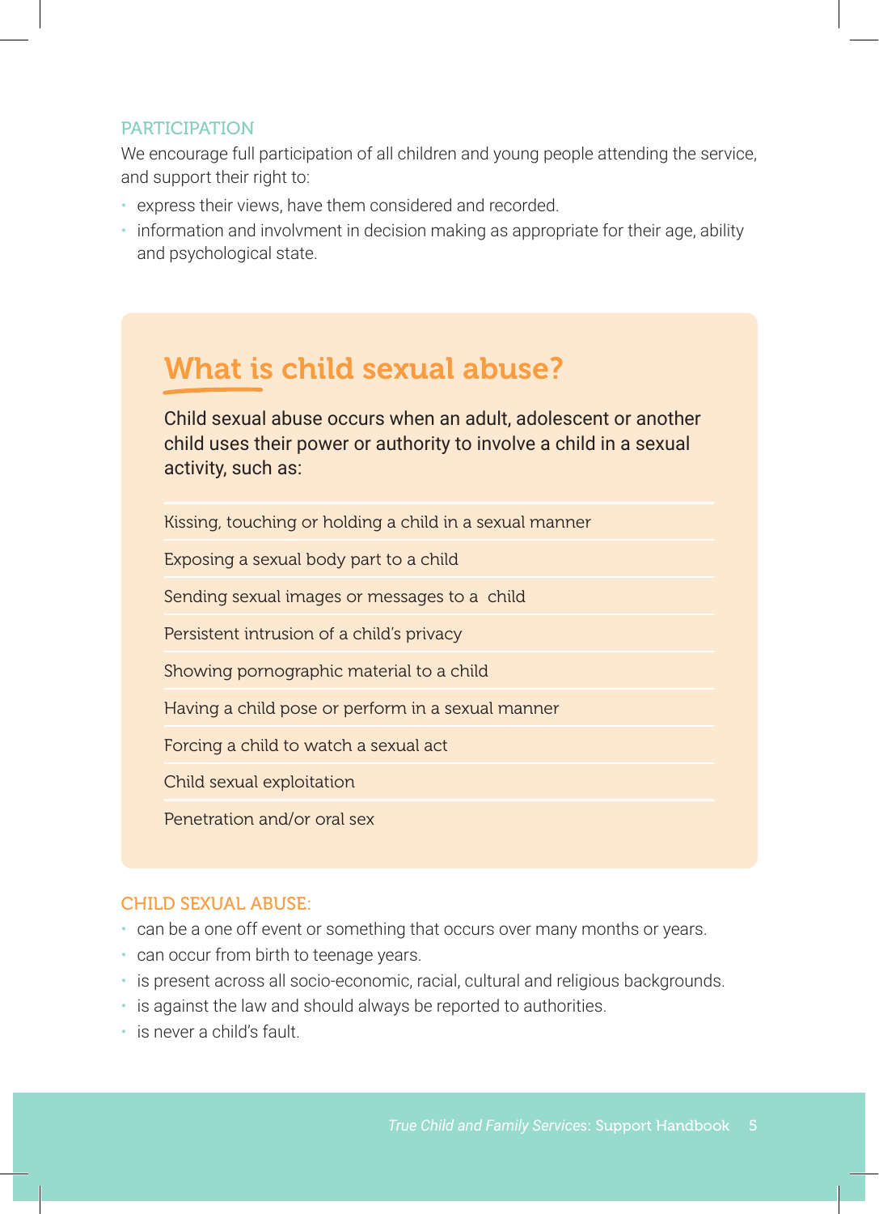### PARTICIPATION

We encourage full participation of all children and young people attending the service, and support their right to:

- express their views, have them considered and recorded.
- information and involvment in decision making as appropriate for their age, ability and psychological state.

## What is child sexual abuse?

Child sexual abuse occurs when an adult, adolescent or another child uses their power or authority to involve a child in a sexual activity, such as:

- Kissing, touching or holding a child in a sexual manner
- Exposing a sexual body part to a child
- Sending sexual images or messages to a child
- Persistent intrusion of a child's privacy
- Showing pornographic material to a child
- Having a child pose or perform in a sexual manner
- Forcing a child to watch a sexual act
- Child sexual exploitation
- Penetration and/or oral sex

### CHILD SEXUAL ABUSE:

- can be a one off event or something that occurs over many months or years.
- can occur from birth to teenage years.
- is present across all socio-economic, racial, cultural and religious backgrounds.
- is against the law and should always be reported to authorities.
- is never a child's fault.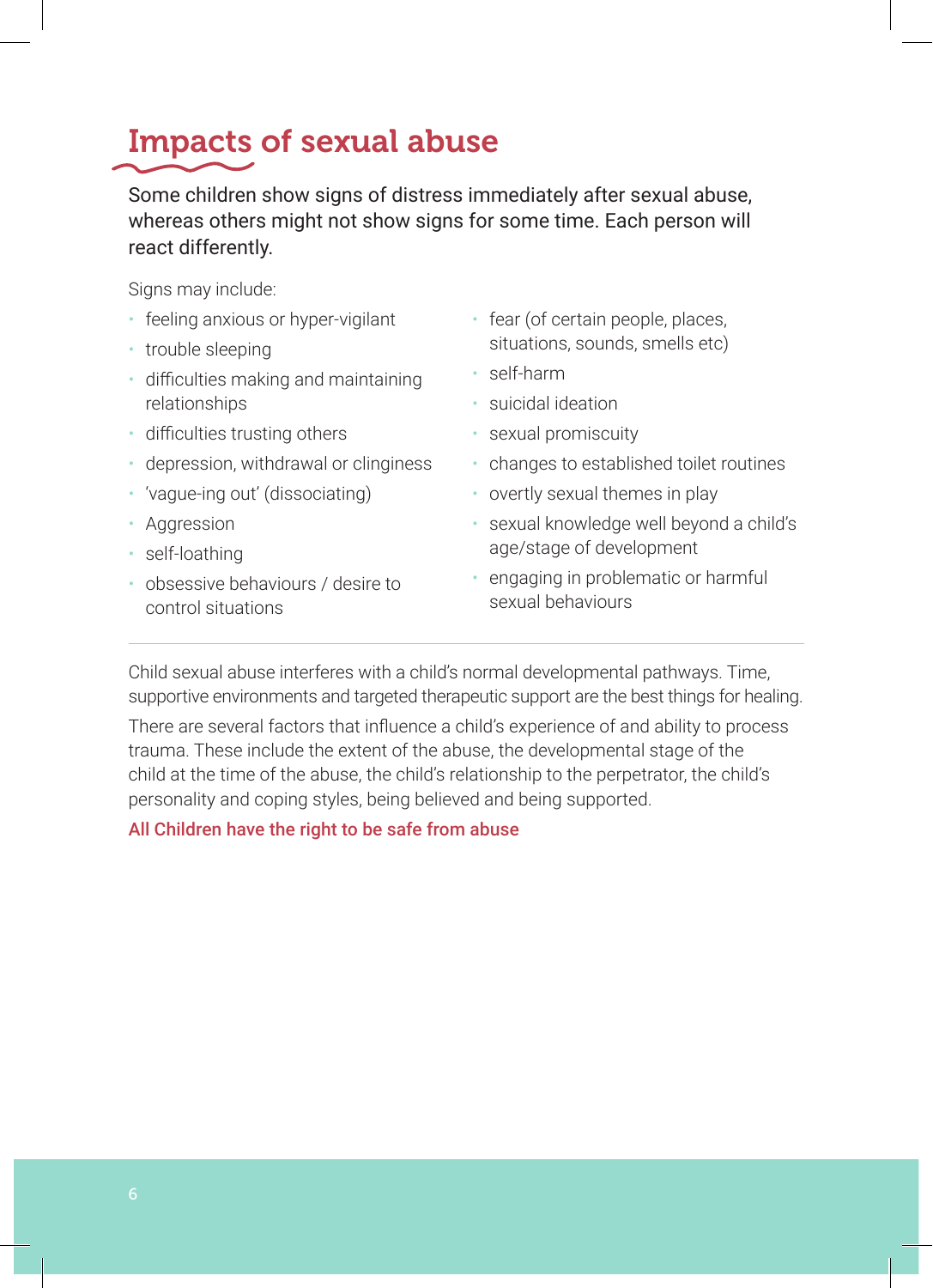# Impacts of sexual abuse

Some children show signs of distress immediately after sexual abuse, whereas others might not show signs for some time. Each person will react differently.

Signs may include:

- feeling anxious or hyper-vigilant
- trouble sleeping
- difficulties making and maintaining relationships
- difficulties trusting others
- depression, withdrawal or clinginess
- 'vague-ing out' (dissociating)
- Aggression
- self-loathing
- obsessive behaviours / desire to control situations
- fear (of certain people, places, situations, sounds, smells etc)
- self-harm
- suicidal ideation
- sexual promiscuity
- changes to established toilet routines
- overtly sexual themes in play
- sexual knowledge well beyond a child's age/stage of development
- engaging in problematic or harmful sexual behaviours

---

Child sexual abuse interferes with a child's normal developmental pathways. Time, supportive environments and targeted therapeutic support are the best things for healing.

There are several factors that influence a child's experience of and ability to process trauma. These include the extent of the abuse, the developmental stage of the child at the time of the abuse, the child's relationship to the perpetrator, the child's personality and coping styles, being believed and being supported.

**All Children have the right to be safe from abuse**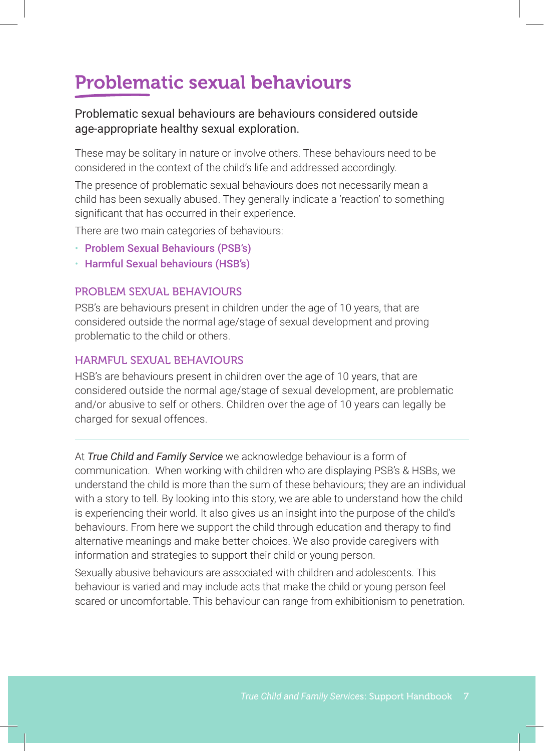# Problematic sexual behaviours

Problematic sexual behaviours are behaviours considered outside age-appropriate healthy sexual exploration.

These may be solitary in nature or involve others. These behaviours need to be considered in the context of the child's life and addressed accordingly.

The presence of problematic sexual behaviours does not necessarily mean a child has been sexually abused. They generally indicate a 'reaction' to something significant that has occurred in their experience.

There are two main categories of behaviours:

- **Problem Sexual Behaviours (PSB's)**
- **Harmful Sexual behaviours (HSB's)**

## PROBLEM SEXUAL BEHAVIOURS

PSB's are behaviours present in children under the age of 10 years, that are considered outside the normal age/stage of sexual development and proving problematic to the child or others.

## HARMFUL SEXUAL BEHAVIOURS

HSB's are behaviours present in children over the age of 10 years, that are considered outside the normal age/stage of sexual development, are problematic and/or abusive to self or others. Children over the age of 10 years can legally be charged for sexual offences.

---

At *True Child and Family Service* we acknowledge behaviour is a form of communication. When working with children who are displaying PSB's & HSBs, we understand the child is more than the sum of these behaviours; they are an individual with a story to tell. By looking into this story, we are able to understand how the child is experiencing their world. It also gives us an insight into the purpose of the child's behaviours. From here we support the child through education and therapy to find alternative meanings and make better choices. We also provide caregivers with information and strategies to support their child or young person.

Sexually abusive behaviours are associated with children and adolescents. This behaviour is varied and may include acts that make the child or young person feel scared or uncomfortable. This behaviour can range from exhibitionism to penetration.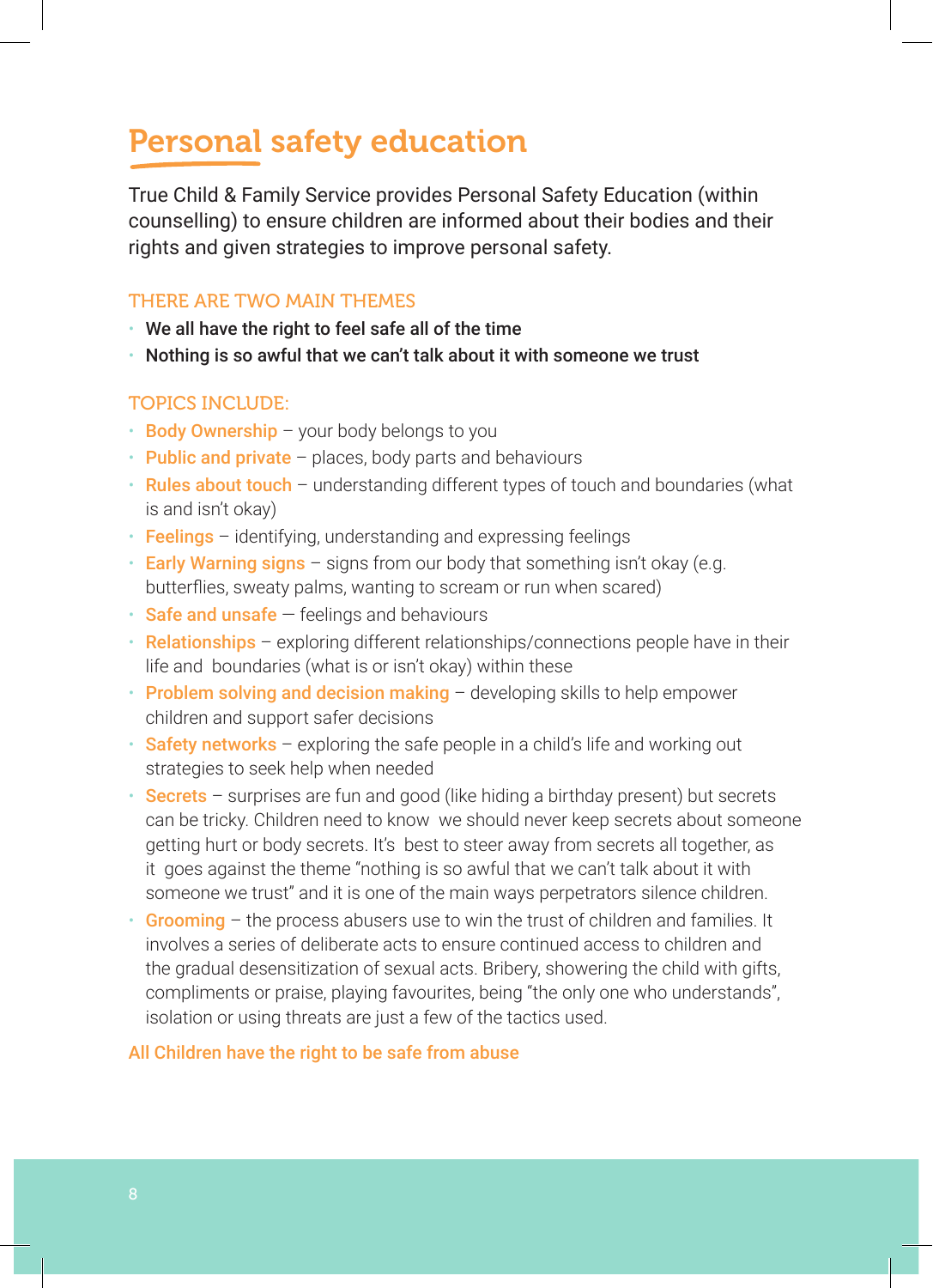# Personal safety education

True Child & Family Service provides Personal Safety Education (within counselling) to ensure children are informed about their bodies and their rights and given strategies to improve personal safety.

## THERE ARE TWO MAIN THEMES

- **We all have the right to feel safe all of the time**
- **Nothing is so awful that we can't talk about it with someone we trust**

## TOPICS INCLUDE:

- **Body Ownership** – your body belongs to you
- **Public and private** – places, body parts and behaviours
- **Rules about touch** – understanding different types of touch and boundaries (what is and isn't okay)
- **Feelings** – identifying, understanding and expressing feelings
- **Early Warning signs** – signs from our body that something isn't okay (e.g. butterflies, sweaty palms, wanting to scream or run when scared)
- **Safe and unsafe** — feelings and behaviours
- **Relationships** – exploring different relationships/connections people have in their life and boundaries (what is or isn't okay) within these
- **Problem solving and decision making** – developing skills to help empower children and support safer decisions
- **Safety networks** – exploring the safe people in a child's life and working out strategies to seek help when needed
- **Secrets** – surprises are fun and good (like hiding a birthday present) but secrets can be tricky. Children need to know we should never keep secrets about someone getting hurt or body secrets. It's best to steer away from secrets all together, as it goes against the theme "nothing is so awful that we can't talk about it with someone we trust" and it is one of the main ways perpetrators silence children.
- **Grooming** – the process abusers use to win the trust of children and families. It involves a series of deliberate acts to ensure continued access to children and the gradual desensitization of sexual acts. Bribery, showering the child with gifts, compliments or praise, playing favourites, being "the only one who understands", isolation or using threats are just a few of the tactics used.

**All Children have the right to be safe from abuse**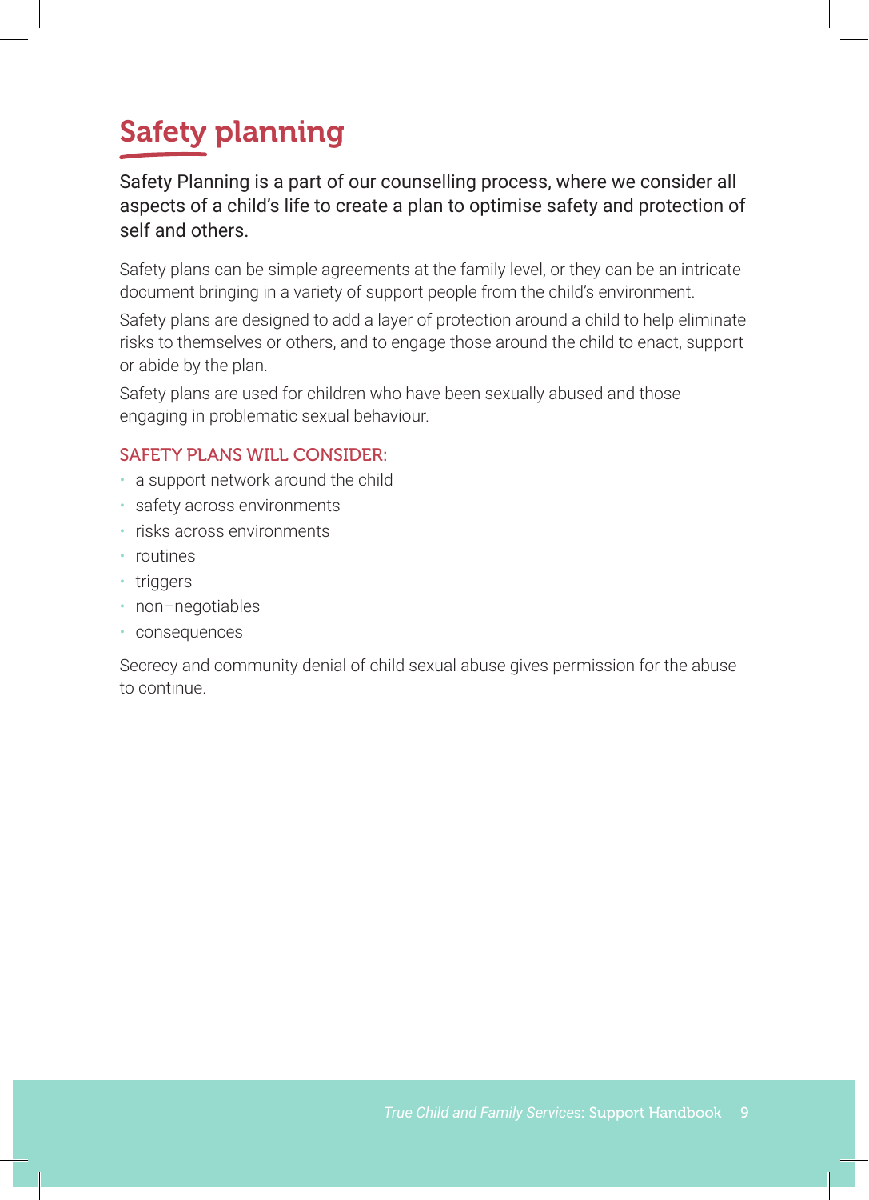# Safety planning

Safety Planning is a part of our counselling process, where we consider all aspects of a child's life to create a plan to optimise safety and protection of self and others.

Safety plans can be simple agreements at the family level, or they can be an intricate document bringing in a variety of support people from the child's environment.

Safety plans are designed to add a layer of protection around a child to help eliminate risks to themselves or others, and to engage those around the child to enact, support or abide by the plan.

Safety plans are used for children who have been sexually abused and those engaging in problematic sexual behaviour.

### SAFETY PLANS WILL CONSIDER:

- a support network around the child
- safety across environments
- risks across environments
- routines
- triggers
- non–negotiables
- consequences

Secrecy and community denial of child sexual abuse gives permission for the abuse to continue.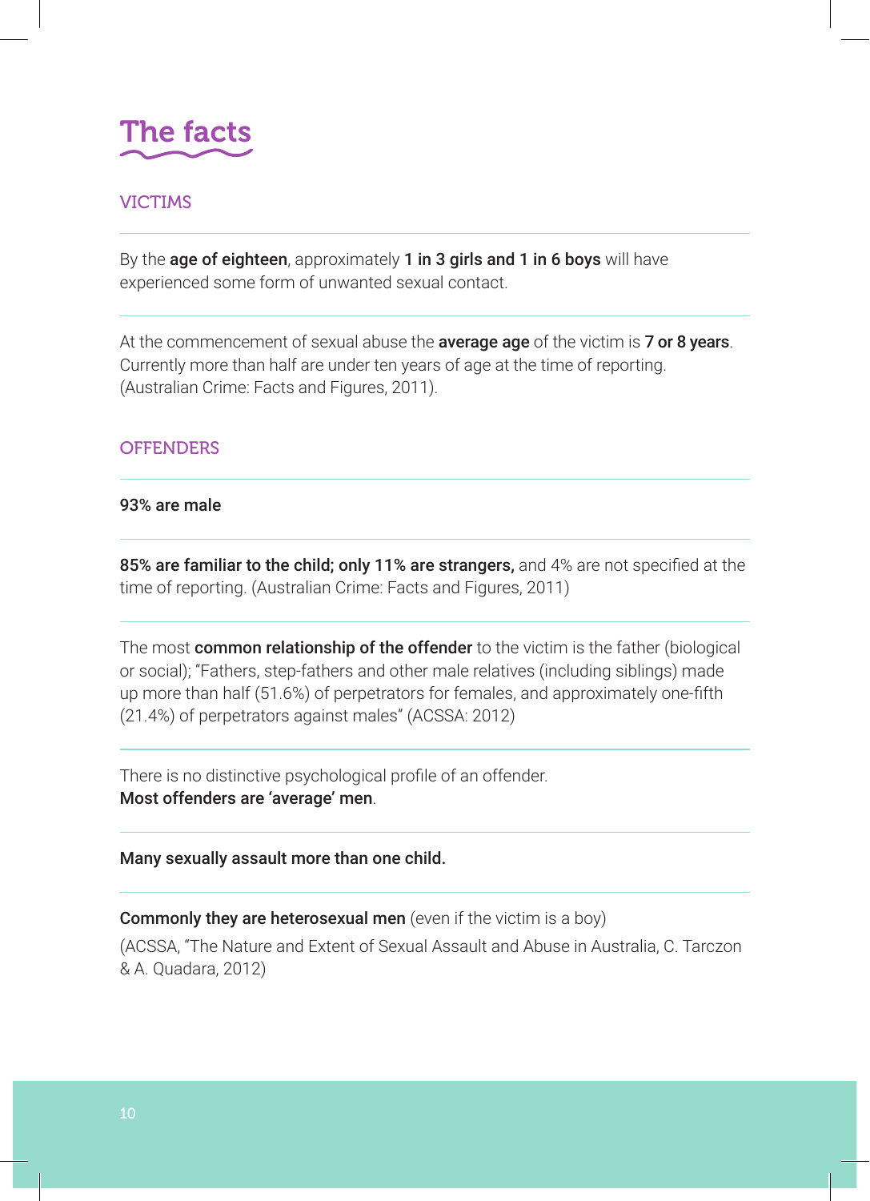# The facts

## VICTIMS

By the **age of eighteen**, approximately **1 in 3 girls and 1 in 6 boys** will have experienced some form of unwanted sexual contact.

At the commencement of sexual abuse the **average age** of the victim is **7 or 8 years**. Currently more than half are under ten years of age at the time of reporting. (Australian Crime: Facts and Figures, 2011).

## OFFENDERS

**93% are male**

**85% are familiar to the child; only 11% are strangers,** and 4% are not specified at the time of reporting. (Australian Crime: Facts and Figures, 2011)

The most **common relationship of the offender** to the victim is the father (biological or social); "Fathers, step-fathers and other male relatives (including siblings) made up more than half (51.6%) of perpetrators for females, and approximately one-fifth (21.4%) of perpetrators against males" (ACSSA: 2012)

There is no distinctive psychological profile of an offender.
**Most offenders are 'average' men**.

**Many sexually assault more than one child.**

**Commonly they are heterosexual men** (even if the victim is a boy)

(ACSSA, "The Nature and Extent of Sexual Assault and Abuse in Australia, C. Tarczon & A. Quadara, 2012)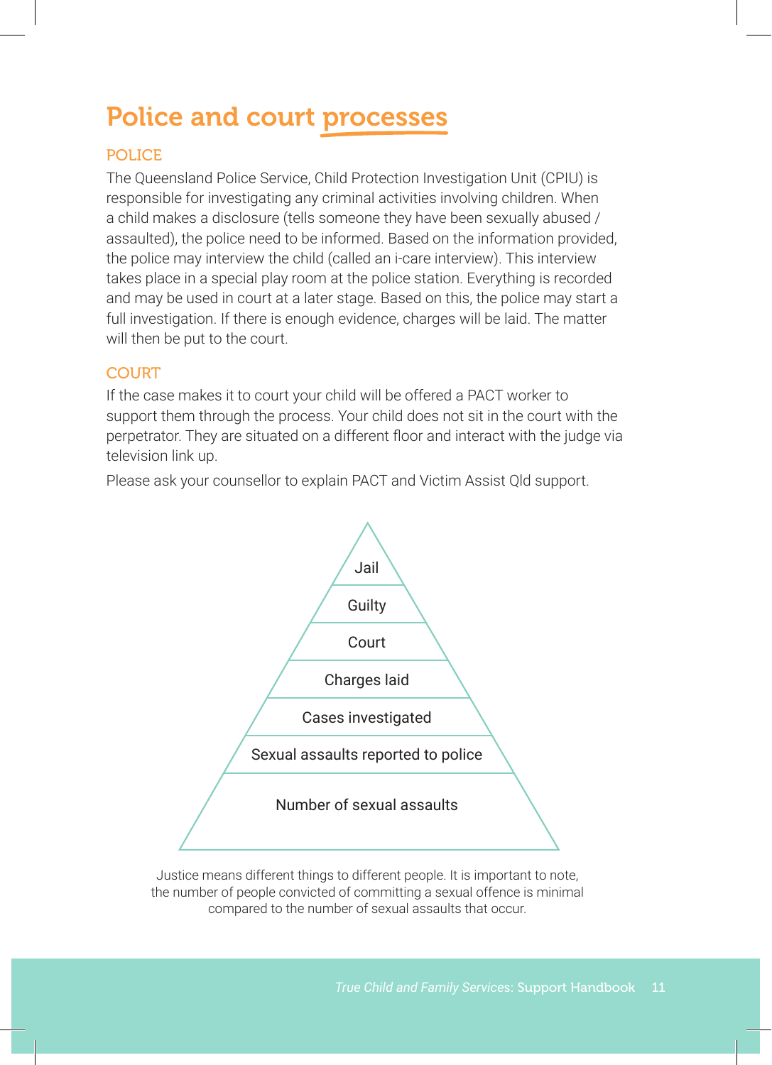# Police and court processes

## POLICE

The Queensland Police Service, Child Protection Investigation Unit (CPIU) is responsible for investigating any criminal activities involving children. When a child makes a disclosure (tells someone they have been sexually abused / assaulted), the police need to be informed. Based on the information provided, the police may interview the child (called an i-care interview). This interview takes place in a special play room at the police station. Everything is recorded and may be used in court at a later stage. Based on this, the police may start a full investigation. If there is enough evidence, charges will be laid. The matter will then be put to the court.

## COURT

If the case makes it to court your child will be offered a PACT worker to support them through the process. Your child does not sit in the court with the perpetrator. They are situated on a different floor and interact with the judge via television link up.

Please ask your counsellor to explain PACT and Victim Assist Qld support.

- Jail
- Guilty
- Court
- Charges laid
- Cases investigated
- Sexual assaults reported to police
- Number of sexual assaults

Justice means different things to different people. It is important to note, the number of people convicted of committing a sexual offence is minimal compared to the number of sexual assaults that occur.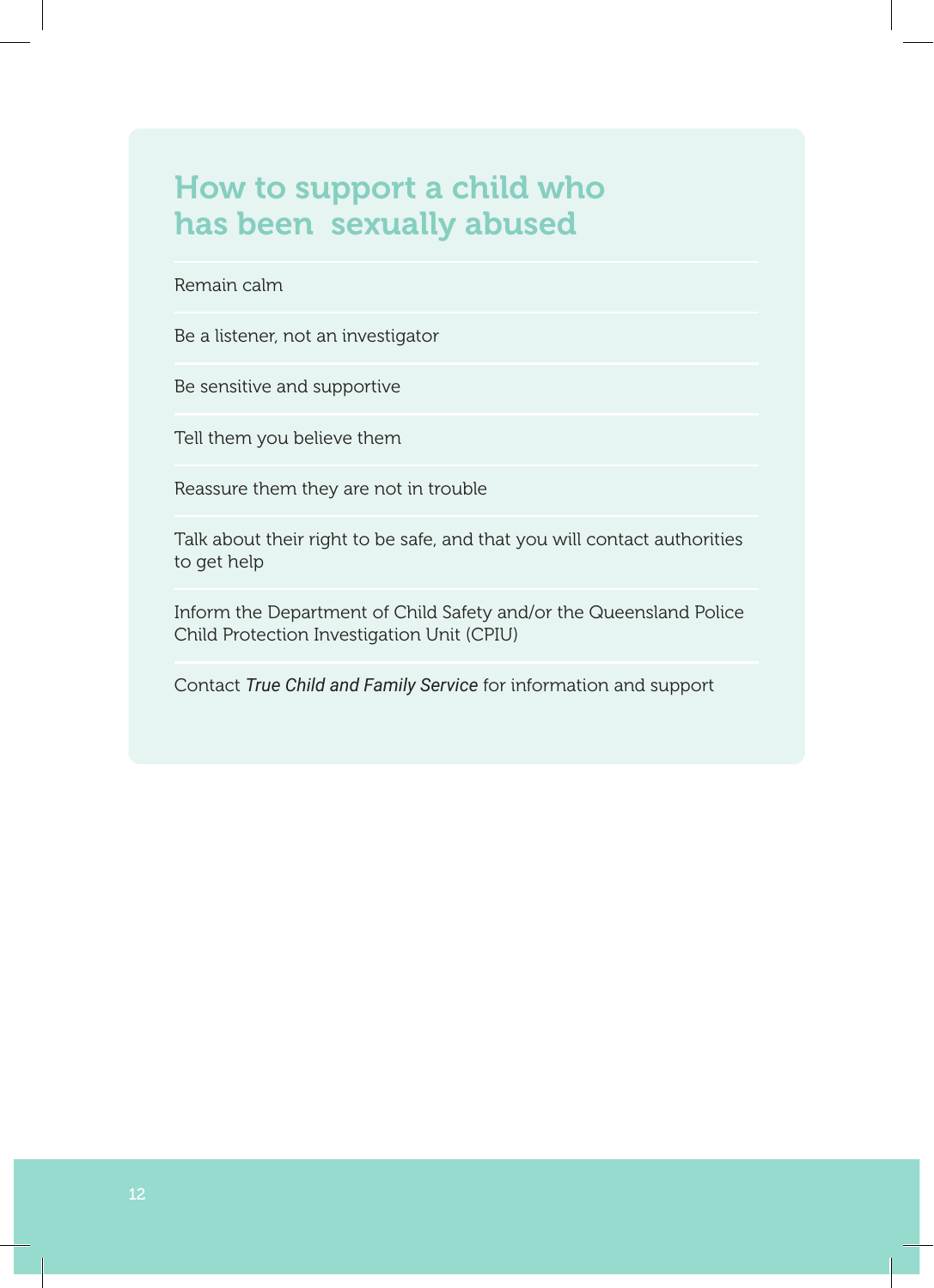## How to support a child who has been sexually abused

Remain calm

Be a listener, not an investigator

Be sensitive and supportive

Tell them you believe them

Reassure them they are not in trouble

Talk about their right to be safe, and that you will contact authorities to get help

Inform the Department of Child Safety and/or the Queensland Police Child Protection Investigation Unit (CPIU)

Contact *True Child and Family Service* for information and support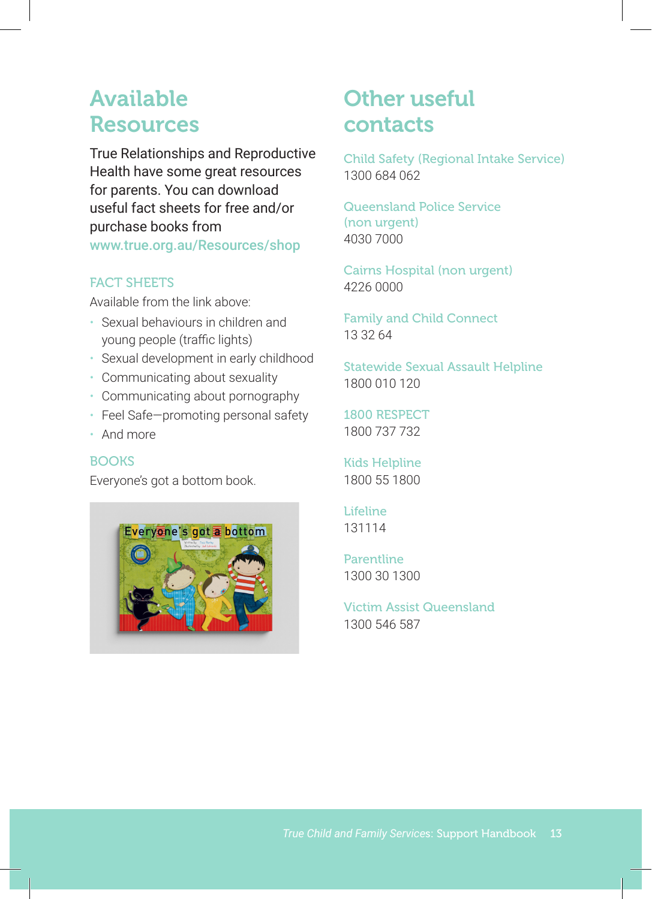## Available Resources

True Relationships and Reproductive Health have some great resources for parents. You can download useful fact sheets for free and/or purchase books from www.true.org.au/Resources/shop

### FACT SHEETS

Available from the link above:

- Sexual behaviours in children and young people (traffic lights)
- Sexual development in early childhood
- Communicating about sexuality
- Communicating about pornography
- Feel Safe—promoting personal safety
- And more

### BOOKS

Everyone's got a bottom book.

## Other useful contacts

**Child Safety (Regional Intake Service)**
1300 684 062

**Queensland Police Service (non urgent)**
4030 7000

**Cairns Hospital (non urgent)**
4226 0000

**Family and Child Connect**
13 32 64

**Statewide Sexual Assault Helpline**
1800 010 120

**1800 RESPECT**
1800 737 732

**Kids Helpline**
1800 55 1800

**Lifeline**
131114

**Parentline**
1300 30 1300

**Victim Assist Queensland**
1300 546 587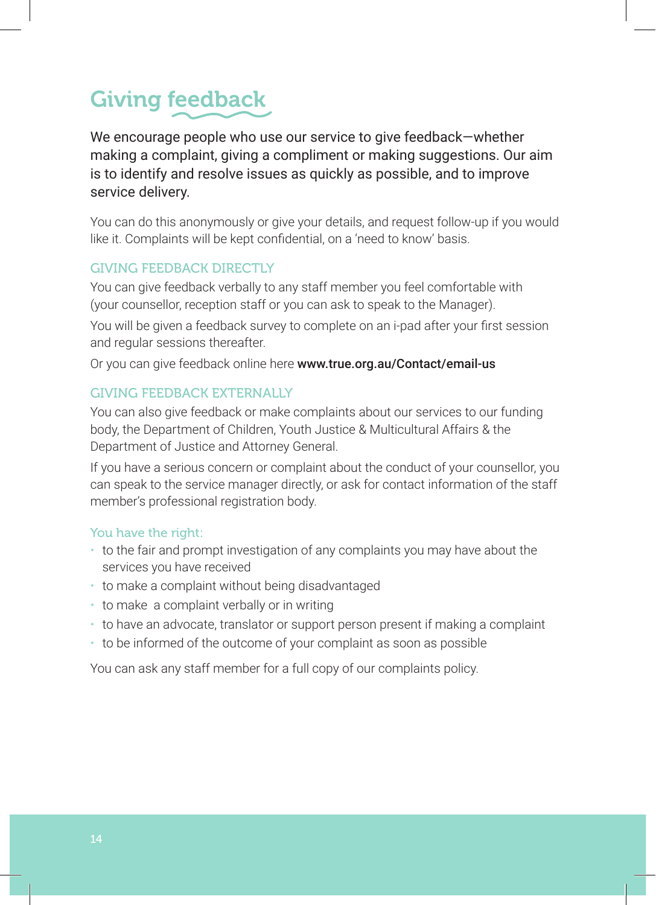# Giving feedback

We encourage people who use our service to give feedback—whether making a complaint, giving a compliment or making suggestions. Our aim is to identify and resolve issues as quickly as possible, and to improve service delivery.

You can do this anonymously or give your details, and request follow-up if you would like it. Complaints will be kept confidential, on a 'need to know' basis.

## GIVING FEEDBACK DIRECTLY

You can give feedback verbally to any staff member you feel comfortable with (your counsellor, reception staff or you can ask to speak to the Manager).

You will be given a feedback survey to complete on an i-pad after your first session and regular sessions thereafter.

Or you can give feedback online here **www.true.org.au/Contact/email-us**

## GIVING FEEDBACK EXTERNALLY

You can also give feedback or make complaints about our services to our funding body, the Department of Children, Youth Justice & Multicultural Affairs & the Department of Justice and Attorney General.

If you have a serious concern or complaint about the conduct of your counsellor, you can speak to the service manager directly, or ask for contact information of the staff member's professional registration body.

### You have the right:

- to the fair and prompt investigation of any complaints you may have about the services you have received
- to make a complaint without being disadvantaged
- to make a complaint verbally or in writing
- to have an advocate, translator or support person present if making a complaint
- to be informed of the outcome of your complaint as soon as possible

You can ask any staff member for a full copy of our complaints policy.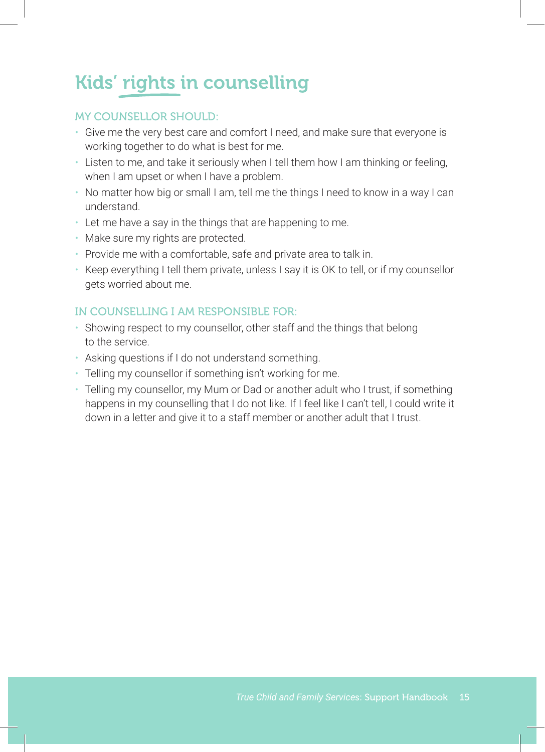# Kids' rights in counselling

### MY COUNSELLOR SHOULD:

- Give me the very best care and comfort I need, and make sure that everyone is working together to do what is best for me.
- Listen to me, and take it seriously when I tell them how I am thinking or feeling, when I am upset or when I have a problem.
- No matter how big or small I am, tell me the things I need to know in a way I can understand.
- Let me have a say in the things that are happening to me.
- Make sure my rights are protected.
- Provide me with a comfortable, safe and private area to talk in.
- Keep everything I tell them private, unless I say it is OK to tell, or if my counsellor gets worried about me.

### IN COUNSELLING I AM RESPONSIBLE FOR:

- Showing respect to my counsellor, other staff and the things that belong to the service.
- Asking questions if I do not understand something.
- Telling my counsellor if something isn't working for me.
- Telling my counsellor, my Mum or Dad or another adult who I trust, if something happens in my counselling that I do not like. If I feel like I can't tell, I could write it down in a letter and give it to a staff member or another adult that I trust.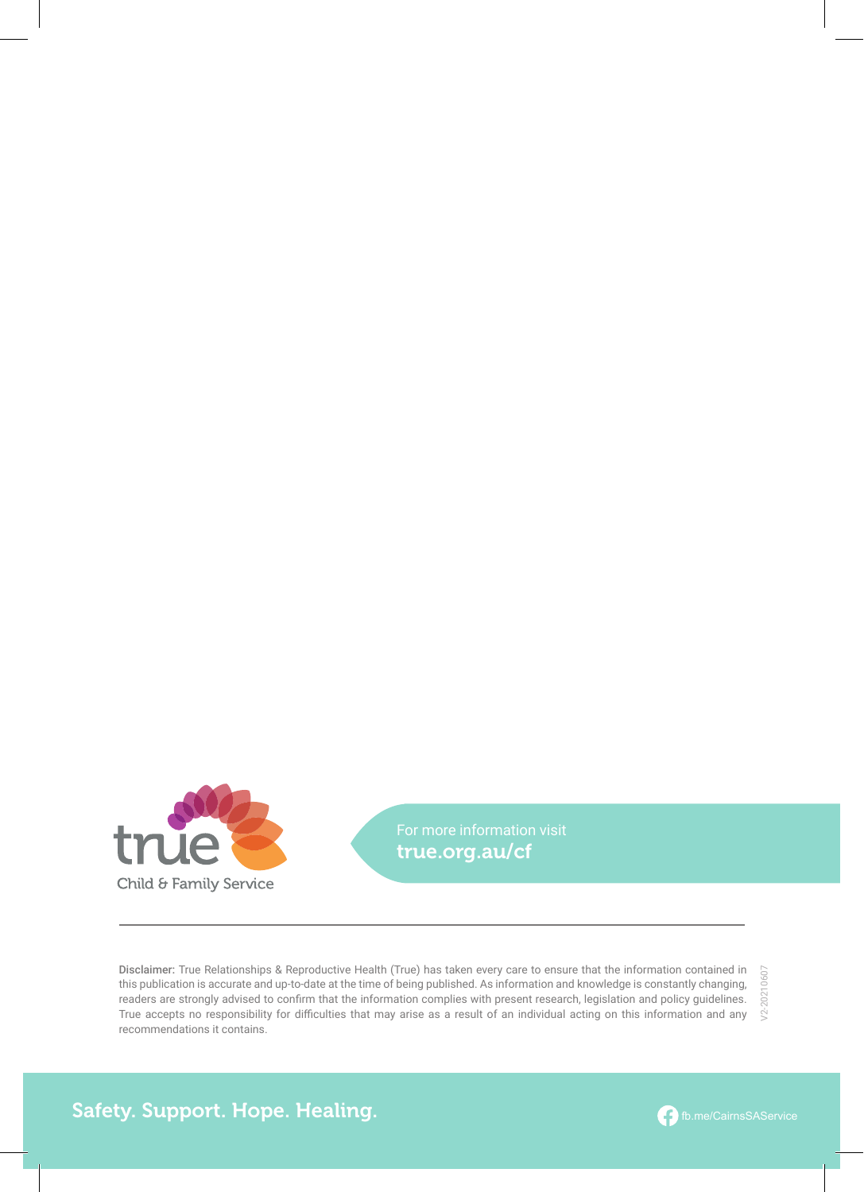true

Child & Family Service

For more information visit
**true.org.au/cf**

---

**Disclaimer:** True Relationships & Reproductive Health (True) has taken every care to ensure that the information contained in this publication is accurate and up-to-date at the time of being published. As information and knowledge is constantly changing, readers are strongly advised to confirm that the information complies with present research, legislation and policy guidelines. True accepts no responsibility for difficulties that may arise as a result of an individual acting on this information and any recommendations it contains.

V2-20210607

**Safety. Support. Hope. Healing.**

fb.me/CairnsSAService